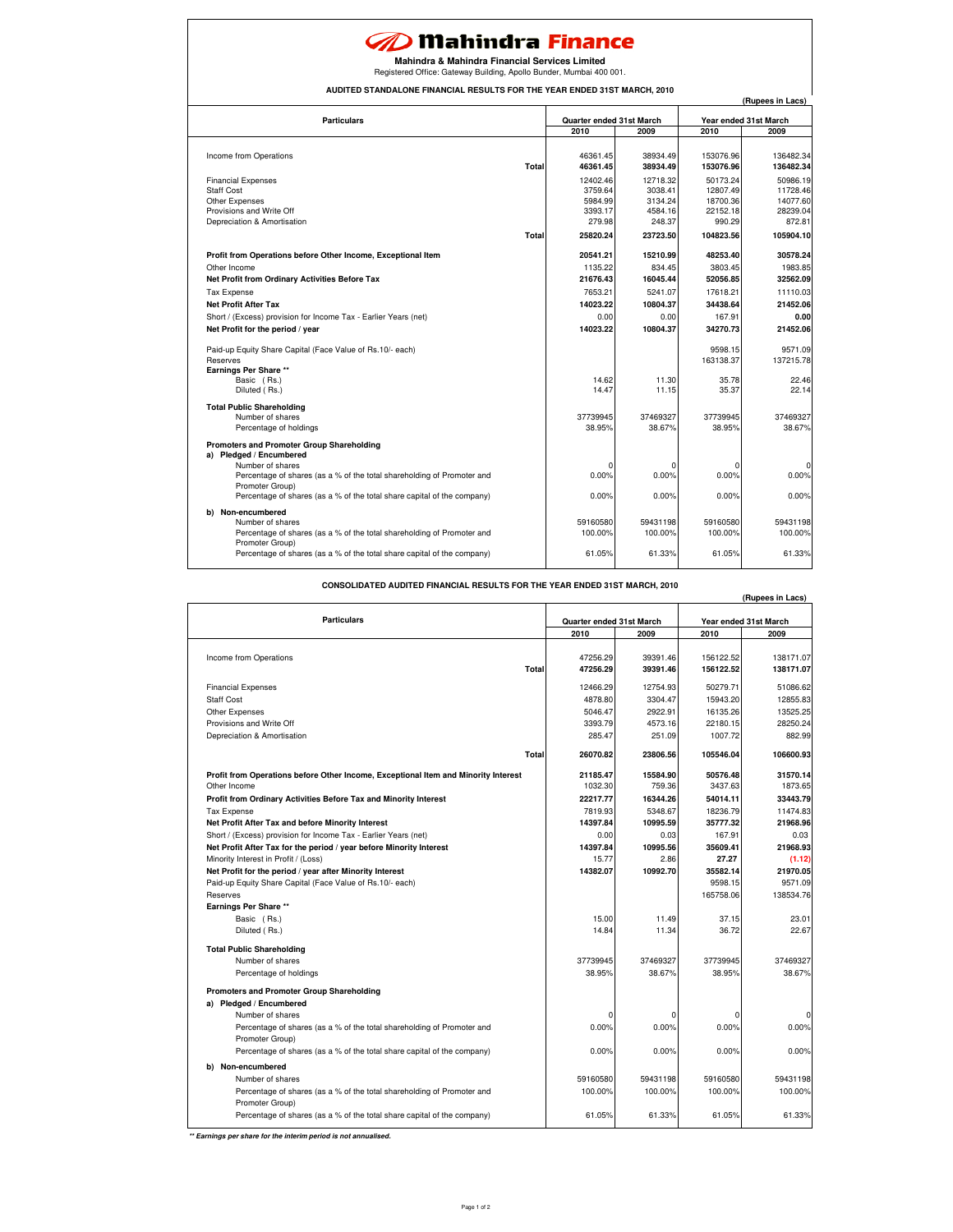# Mahindra Finance

**Mahindra & Mahindra Financial Services Limited**

Registered Office: Gateway Building, Apollo Bunder, Mumbai 400 001.

**AUDITED STANDALONE FINANCIAL RESULTS FOR THE YEAR ENDED 31ST MARCH, 2010**

**(Rupees in Lacs)**

| Particulars | Quarter ended 31st March | | Year ended 31st March | |
|---|---|---|---|---|
| | 2010 | 2009 | 2010 | 2009 |
| Income from Operations | 46361.45 | 38934.49 | 153076.96 | 136482.34 |
| **Total** | **46361.45** | **38934.49** | **153076.96** | **136482.34** |
| Financial Expenses | 12402.46 | 12718.32 | 50173.24 | 50986.19 |
| Staff Cost | 3759.64 | 3038.41 | 12807.49 | 11728.46 |
| Other Expenses | 5984.99 | 3134.24 | 18700.36 | 14077.60 |
| Provisions and Write Off | 3393.17 | 4584.16 | 22152.18 | 28239.04 |
| Depreciation & Amortisation | 279.98 | 248.37 | 990.29 | 872.81 |
| **Total** | **25820.24** | **23723.50** | **104823.56** | **105904.10** |
| **Profit from Operations before Other Income, Exceptional Item** | **20541.21** | **15210.99** | **48253.40** | **30578.24** |
| Other Income | 1135.22 | 834.45 | 3803.45 | 1983.85 |
| **Net Profit from Ordinary Activities Before Tax** | **21676.43** | **16045.44** | **52056.85** | **32562.09** |
| Tax Expense | 7653.21 | 5241.07 | 17618.21 | 11110.03 |
| **Net Profit After Tax** | **14023.22** | **10804.37** | **34438.64** | **21452.06** |
| Short / (Excess) provision for Income Tax - Earlier Years (net) | 0.00 | 0.00 | 167.91 | **0.00** |
| **Net Profit for the period / year** | **14023.22** | **10804.37** | **34270.73** | **21452.06** |
| Paid-up Equity Share Capital (Face Value of Rs.10/- each) | | | 9598.15 | 9571.09 |
| Reserves | | | 163138.37 | 137215.78 |
| **Earnings Per Share \*\*** | | | | |
| Basic ( Rs.) | 14.62 | 11.30 | 35.78 | 22.46 |
| Diluted ( Rs.) | 14.47 | 11.15 | 35.37 | 22.14 |
| **Total Public Shareholding** | | | | |
| Number of shares | 37739945 | 37469327 | 37739945 | 37469327 |
| Percentage of holdings | 38.95% | 38.67% | 38.95% | 38.67% |
| **Promoters and Promoter Group Shareholding** | | | | |
| **a) Pledged / Encumbered** | | | | |
| Number of shares | 0 | 0 | 0 | 0 |
| Percentage of shares (as a % of the total shareholding of Promoter and Promoter Group) | 0.00% | 0.00% | 0.00% | 0.00% |
| Percentage of shares (as a % of the total share capital of the company) | 0.00% | 0.00% | 0.00% | 0.00% |
| **b) Non-encumbered** | | | | |
| Number of shares | 59160580 | 59431198 | 59160580 | 59431198 |
| Percentage of shares (as a % of the total shareholding of Promoter and Promoter Group) | 100.00% | 100.00% | 100.00% | 100.00% |
| Percentage of shares (as a % of the total share capital of the company) | 61.05% | 61.33% | 61.05% | 61.33% |

**CONSOLIDATED AUDITED FINANCIAL RESULTS FOR THE YEAR ENDED 31ST MARCH, 2010**

**(Rupees in Lacs)**

| Particulars | Quarter ended 31st March | | Year ended 31st March | |
|---|---|---|---|---|
| | 2010 | 2009 | 2010 | 2009 |
| Income from Operations | 47256.29 | 39391.46 | 156122.52 | 138171.07 |
| **Total** | **47256.29** | **39391.46** | **156122.52** | **138171.07** |
| Financial Expenses | 12466.29 | 12754.93 | 50279.71 | 51086.62 |
| Staff Cost | 4878.80 | 3304.47 | 15943.20 | 12855.83 |
| Other Expenses | 5046.47 | 2922.91 | 16135.26 | 13525.25 |
| Provisions and Write Off | 3393.79 | 4573.16 | 22180.15 | 28250.24 |
| Depreciation & Amortisation | 285.47 | 251.09 | 1007.72 | 882.99 |
| **Total** | **26070.82** | **23806.56** | **105546.04** | **106600.93** |
| **Profit from Operations before Other Income, Exceptional Item and Minority Interest** | **21185.47** | **15584.90** | **50576.48** | **31570.14** |
| Other Income | 1032.30 | 759.36 | 3437.63 | 1873.65 |
| **Profit from Ordinary Activities Before Tax and Minority Interest** | **22217.77** | **16344.26** | **54014.11** | **33443.79** |
| Tax Expense | 7819.93 | 5348.67 | 18236.79 | 11474.83 |
| **Net Profit After Tax and before Minority Interest** | **14397.84** | **10995.59** | **35777.32** | **21968.96** |
| Short / (Excess) provision for Income Tax - Earlier Years (net) | 0.00 | 0.03 | 167.91 | 0.03 |
| **Net Profit After Tax for the period / year before Minority Interest** | **14397.84** | **10995.56** | **35609.41** | **21968.93** |
| Minority Interest in Profit / (Loss) | 15.77 | 2.86 | 27.27 | (1.12) |
| **Net Profit for the period / year after Minority Interest** | **14382.07** | **10992.70** | **35582.14** | **21970.05** |
| Paid-up Equity Share Capital (Face Value of Rs.10/- each) | | | 9598.15 | 9571.09 |
| Reserves | | | 165758.06 | 138534.76 |
| **Earnings Per Share \*\*** | | | | |
| Basic ( Rs.) | 15.00 | 11.49 | 37.15 | 23.01 |
| Diluted ( Rs.) | 14.84 | 11.34 | 36.72 | 22.67 |
| **Total Public Shareholding** | | | | |
| Number of shares | 37739945 | 37469327 | 37739945 | 37469327 |
| Percentage of holdings | 38.95% | 38.67% | 38.95% | 38.67% |
| **Promoters and Promoter Group Shareholding** | | | | |
| **a) Pledged / Encumbered** | | | | |
| Number of shares | 0 | 0 | 0 | 0 |
| Percentage of shares (as a % of the total shareholding of Promoter and Promoter Group) | 0.00% | 0.00% | 0.00% | 0.00% |
| Percentage of shares (as a % of the total share capital of the company) | 0.00% | 0.00% | 0.00% | 0.00% |
| **b) Non-encumbered** | | | | |
| Number of shares | 59160580 | 59431198 | 59160580 | 59431198 |
| Percentage of shares (as a % of the total shareholding of Promoter and Promoter Group) | 100.00% | 100.00% | 100.00% | 100.00% |
| Percentage of shares (as a % of the total share capital of the company) | 61.05% | 61.33% | 61.05% | 61.33% |

***\*\* Earnings per share for the interim period is not annualised.***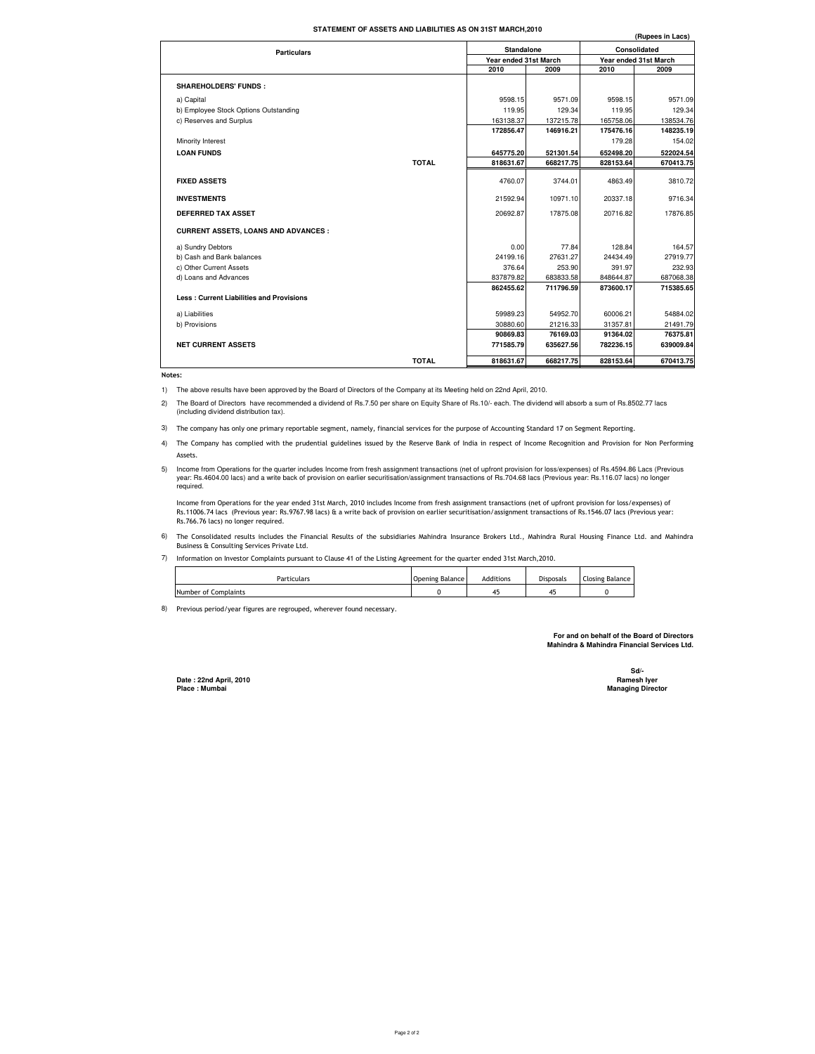## STATEMENT OF ASSETS AND LIABILITIES AS ON 31ST MARCH,2010

(Rupees in Lacs)

| Particulars | Standalone | | Consolidated | |
|---|---|---|---|---|
| | Year ended 31st March | | Year ended 31st March | |
| | 2010 | 2009 | 2010 | 2009 |
| **SHAREHOLDERS' FUNDS :** | | | | |
| a) Capital | 9598.15 | 9571.09 | 9598.15 | 9571.09 |
| b) Employee Stock Options Outstanding | 119.95 | 129.34 | 119.95 | 129.34 |
| c) Reserves and Surplus | 163138.37 | 137215.78 | 165758.06 | 138534.76 |
| | **172856.47** | **146916.21** | **175476.16** | **148235.19** |
| Minority Interest | | | 179.28 | 154.02 |
| **LOAN FUNDS** | **645775.20** | **521301.54** | **652498.20** | **522024.54** |
| **TOTAL** | **818631.67** | **668217.75** | **828153.64** | **670413.75** |
| **FIXED ASSETS** | 4760.07 | 3744.01 | 4863.49 | 3810.72 |
| **INVESTMENTS** | 21592.94 | 10971.10 | 20337.18 | 9716.34 |
| **DEFERRED TAX ASSET** | 20692.87 | 17875.08 | 20716.82 | 17876.85 |
| **CURRENT ASSETS, LOANS AND ADVANCES :** | | | | |
| a) Sundry Debtors | 0.00 | 77.84 | 128.84 | 164.57 |
| b) Cash and Bank balances | 24199.16 | 27631.27 | 24434.49 | 27919.77 |
| c) Other Current Assets | 376.64 | 253.90 | 391.97 | 232.93 |
| d) Loans and Advances | 837879.82 | 683833.58 | 848644.87 | 687068.38 |
| | **862455.62** | **711796.59** | **873600.17** | **715385.65** |
| **Less : Current Liabilities and Provisions** | | | | |
| a) Liabilities | 59989.23 | 54952.70 | 60006.21 | 54884.02 |
| b) Provisions | 30880.60 | 21216.33 | 31357.81 | 21491.79 |
| | **90869.83** | **76169.03** | **91364.02** | **76375.81** |
| **NET CURRENT ASSETS** | **771585.79** | **635627.56** | **782236.15** | **639009.84** |
| **TOTAL** | **818631.67** | **668217.75** | **828153.64** | **670413.75** |

**Notes:**

1) The above results have been approved by the Board of Directors of the Company at its Meeting held on 22nd April, 2010.

2) The Board of Directors have recommended a dividend of Rs.7.50 per share on Equity Share of Rs.10/- each. The dividend will absorb a sum of Rs.8502.77 lacs (including dividend distribution tax).

3) The company has only one primary reportable segment, namely, financial services for the purpose of Accounting Standard 17 on Segment Reporting.

4) The Company has complied with the prudential guidelines issued by the Reserve Bank of India in respect of Income Recognition and Provision for Non Performing Assets.

5) Income from Operations for the quarter includes Income from fresh assignment transactions (net of upfront provision for loss/expenses) of Rs.4594.86 Lacs (Previous year: Rs.4604.00 lacs) and a write back of provision on earlier securitisation/assignment transactions of Rs.704.68 lacs (Previous year: Rs.116.07 lacs) no longer required.

   Income from Operations for the year ended 31st March, 2010 includes Income from fresh assignment transactions (net of upfront provision for loss/expenses) of Rs.11006.74 lacs (Previous year: Rs.9767.98 lacs) & a write back of provision on earlier securitisation/assignment transactions of Rs.1546.07 lacs (Previous year: Rs.766.76 lacs) no longer required.

6) The Consolidated results includes the Financial Results of the subsidiaries Mahindra Insurance Brokers Ltd., Mahindra Rural Housing Finance Ltd. and Mahindra Business & Consulting Services Private Ltd.

7) Information on Investor Complaints pursuant to Clause 41 of the Listing Agreement for the quarter ended 31st March,2010.

| Particulars | Opening Balance | Additions | Disposals | Closing Balance |
|---|---|---|---|---|
| Number of Complaints | 0 | 45 | 45 | 0 |

8) Previous period/year figures are regrouped, wherever found necessary.

**For and on behalf of the Board of Directors**
**Mahindra & Mahindra Financial Services Ltd.**

**Sd/-**
**Ramesh Iyer**
**Managing Director**

**Date : 22nd April, 2010**
**Place : Mumbai**